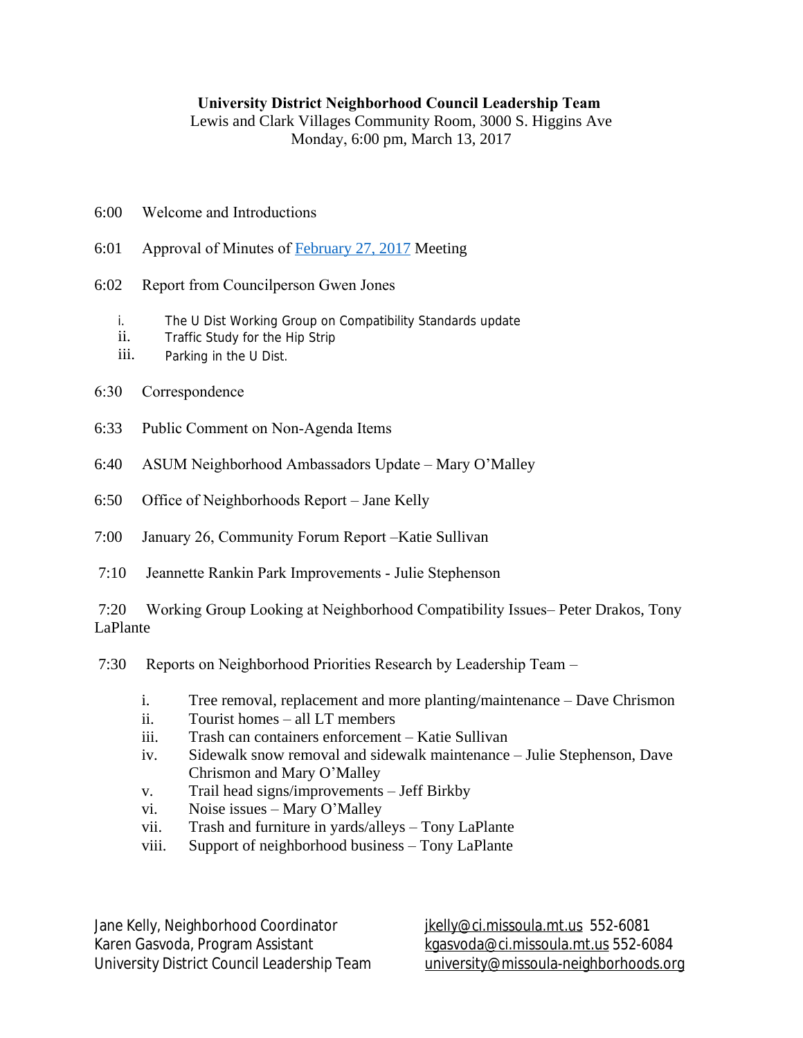**University District Neighborhood Council Leadership Team**

Lewis and Clark Villages Community Room, 3000 S. Higgins Ave

Monday, 6:00 pm, March 13, 2017

6:00 Welcome and Introductions

6:01 Approval of Minutes of [February 27, 2017]() Meeting

6:02 Report from Councilperson Gwen Jones

- i. The U Dist Working Group on Compatibility Standards update
- ii. Traffic Study for the Hip Strip
- iii. Parking in the U Dist.

6:30 Correspondence

6:33 Public Comment on Non-Agenda Items

6:40 ASUM Neighborhood Ambassadors Update – Mary O'Malley

6:50 Office of Neighborhoods Report – Jane Kelly

7:00 January 26, Community Forum Report –Katie Sullivan

7:10 Jeannette Rankin Park Improvements - Julie Stephenson

7:20 Working Group Looking at Neighborhood Compatibility Issues– Peter Drakos, Tony LaPlante

7:30 Reports on Neighborhood Priorities Research by Leadership Team –

- i. Tree removal, replacement and more planting/maintenance – Dave Chrismon
- ii. Tourist homes – all LT members
- iii. Trash can containers enforcement – Katie Sullivan
- iv. Sidewalk snow removal and sidewalk maintenance – Julie Stephenson, Dave Chrismon and Mary O'Malley
- v. Trail head signs/improvements – Jeff Birkby
- vi. Noise issues – Mary O'Malley
- vii. Trash and furniture in yards/alleys – Tony LaPlante
- viii. Support of neighborhood business – Tony LaPlante

Jane Kelly, Neighborhood Coordinator jkelly@ci.missoula.mt.us 552-6081

Karen Gasvoda, Program Assistant kgasvoda@ci.missoula.mt.us 552-6084

University District Council Leadership Team university@missoula-neighborhoods.org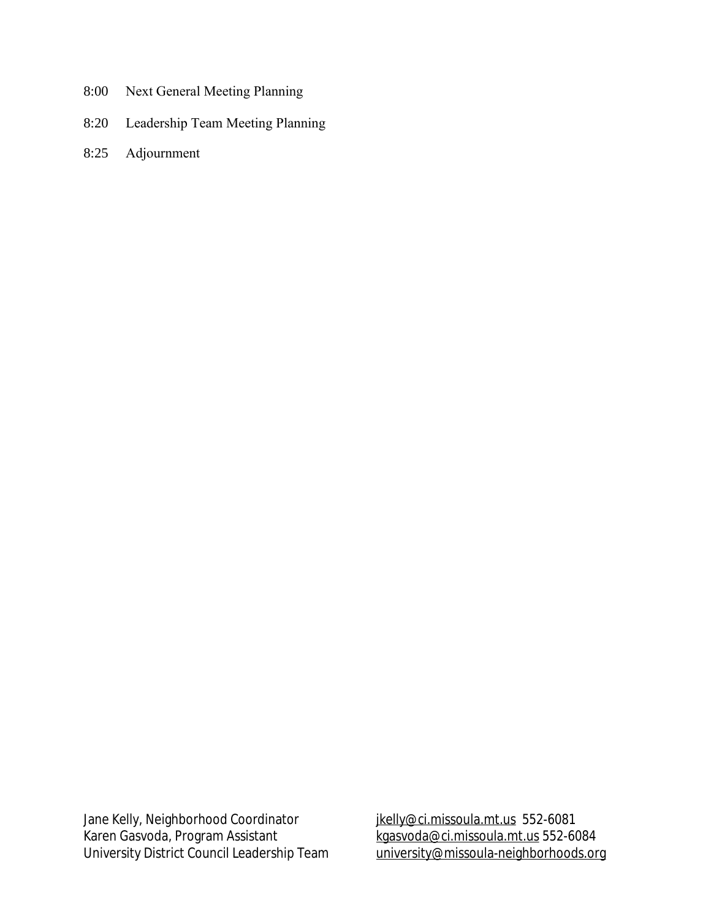8:00 Next General Meeting Planning

8:20 Leadership Team Meeting Planning

8:25 Adjournment

Jane Kelly, Neighborhood Coordinator jkelly@ci.missoula.mt.us 552-6081
Karen Gasvoda, Program Assistant kgasvoda@ci.missoula.mt.us 552-6084
University District Council Leadership Team university@missoula-neighborhoods.org